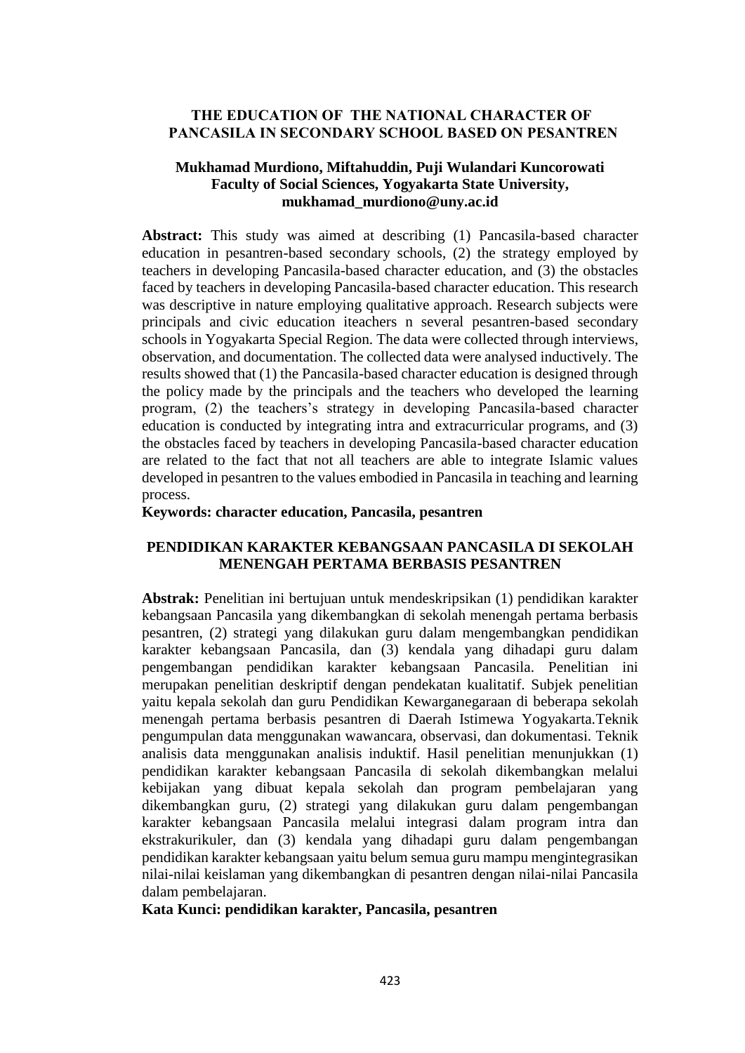# THE EDUCATION OF THE NATIONAL CHARACTER OF PANCASILA IN SECONDARY SCHOOL BASED ON PESANTREN

**Mukhamad Murdiono, Miftahuddin, Puji Wulandari Kuncorowati**
**Faculty of Social Sciences, Yogyakarta State University,**
**mukhamad_murdiono@uny.ac.id**

**Abstract:** This study was aimed at describing (1) Pancasila-based character education in pesantren-based secondary schools, (2) the strategy employed by teachers in developing Pancasila-based character education, and (3) the obstacles faced by teachers in developing Pancasila-based character education. This research was descriptive in nature employing qualitative approach. Research subjects were principals and civic education iteachers n several pesantren-based secondary schools in Yogyakarta Special Region. The data were collected through interviews, observation, and documentation. The collected data were analysed inductively. The results showed that (1) the Pancasila-based character education is designed through the policy made by the principals and the teachers who developed the learning program, (2) the teachers's strategy in developing Pancasila-based character education is conducted by integrating intra and extracurricular programs, and (3) the obstacles faced by teachers in developing Pancasila-based character education are related to the fact that not all teachers are able to integrate Islamic values developed in pesantren to the values embodied in Pancasila in teaching and learning process.

**Keywords: character education, Pancasila, pesantren**

## PENDIDIKAN KARAKTER KEBANGSAAN PANCASILA DI SEKOLAH MENENGAH PERTAMA BERBASIS PESANTREN

**Abstrak:** Penelitian ini bertujuan untuk mendeskripsikan (1) pendidikan karakter kebangsaan Pancasila yang dikembangkan di sekolah menengah pertama berbasis pesantren, (2) strategi yang dilakukan guru dalam mengembangkan pendidikan karakter kebangsaan Pancasila, dan (3) kendala yang dihadapi guru dalam pengembangan pendidikan karakter kebangsaan Pancasila. Penelitian ini merupakan penelitian deskriptif dengan pendekatan kualitatif. Subjek penelitian yaitu kepala sekolah dan guru Pendidikan Kewarganegaraan di beberapa sekolah menengah pertama berbasis pesantren di Daerah Istimewa Yogyakarta.Teknik pengumpulan data menggunakan wawancara, observasi, dan dokumentasi. Teknik analisis data menggunakan analisis induktif. Hasil penelitian menunjukkan (1) pendidikan karakter kebangsaan Pancasila di sekolah dikembangkan melalui kebijakan yang dibuat kepala sekolah dan program pembelajaran yang dikembangkan guru, (2) strategi yang dilakukan guru dalam pengembangan karakter kebangsaan Pancasila melalui integrasi dalam program intra dan ekstrakurikuler, dan (3) kendala yang dihadapi guru dalam pengembangan pendidikan karakter kebangsaan yaitu belum semua guru mampu mengintegrasikan nilai-nilai keislaman yang dikembangkan di pesantren dengan nilai-nilai Pancasila dalam pembelajaran.

**Kata Kunci: pendidikan karakter, Pancasila, pesantren**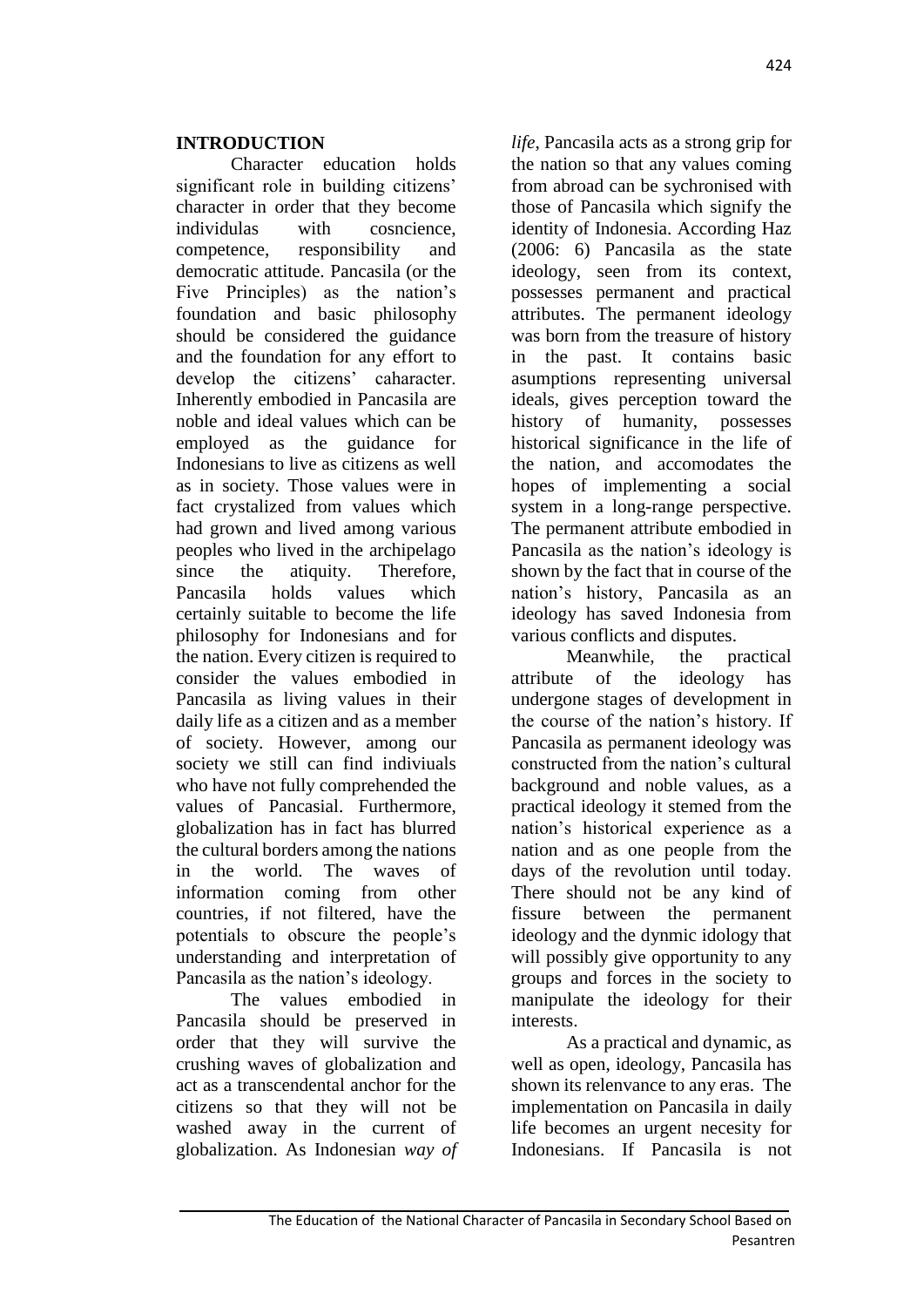## INTRODUCTION

Character education holds significant role in building citizens' character in order that they become individulas with cosncience, competence, responsibility and democratic attitude. Pancasila (or the Five Principles) as the nation's foundation and basic philosophy should be considered the guidance and the foundation for any effort to develop the citizens' caharacter. Inherently embodied in Pancasila are noble and ideal values which can be employed as the guidance for Indonesians to live as citizens as well as in society. Those values were in fact crystalized from values which had grown and lived among various peoples who lived in the archipelago since the atiquity. Therefore, Pancasila holds values which certainly suitable to become the life philosophy for Indonesians and for the nation. Every citizen is required to consider the values embodied in Pancasila as living values in their daily life as a citizen and as a member of society. However, among our society we still can find indiviuals who have not fully comprehended the values of Pancasial. Furthermore, globalization has in fact has blurred the cultural borders among the nations in the world. The waves of information coming from other countries, if not filtered, have the potentials to obscure the people's understanding and interpretation of Pancasila as the nation's ideology.

The values embodied in Pancasila should be preserved in order that they will survive the crushing waves of globalization and act as a transcendental anchor for the citizens so that they will not be washed away in the current of globalization. As Indonesian *way of life*, Pancasila acts as a strong grip for the nation so that any values coming from abroad can be sychronised with those of Pancasila which signify the identity of Indonesia. According Haz (2006: 6) Pancasila as the state ideology, seen from its context, possesses permanent and practical attributes. The permanent ideology was born from the treasure of history in the past. It contains basic asumptions representing universal ideals, gives perception toward the history of humanity, possesses historical significance in the life of the nation, and accomodates the hopes of implementing a social system in a long-range perspective. The permanent attribute embodied in Pancasila as the nation's ideology is shown by the fact that in course of the nation's history, Pancasila as an ideology has saved Indonesia from various conflicts and disputes.

Meanwhile, the practical attribute of the ideology has undergone stages of development in the course of the nation's history. If Pancasila as permanent ideology was constructed from the nation's cultural background and noble values, as a practical ideology it stemed from the nation's historical experience as a nation and as one people from the days of the revolution until today. There should not be any kind of fissure between the permanent ideology and the dynmic idology that will possibly give opportunity to any groups and forces in the society to manipulate the ideology for their interests.

As a practical and dynamic, as well as open, ideology, Pancasila has shown its relenvance to any eras. The implementation on Pancasila in daily life becomes an urgent necesity for Indonesians. If Pancasila is not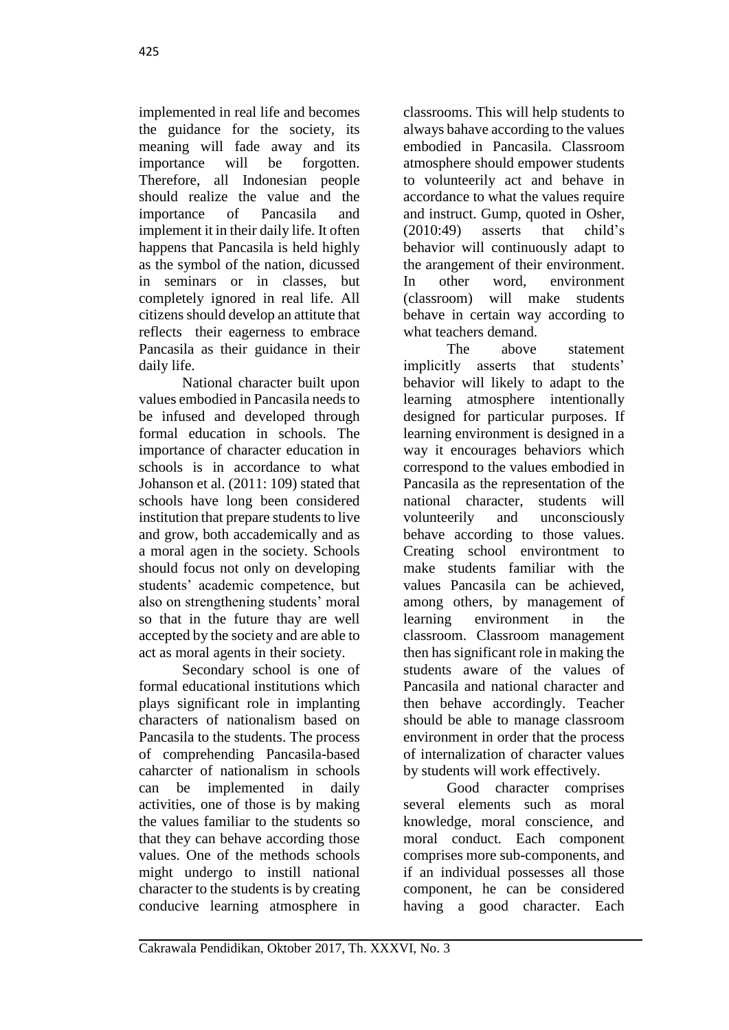implemented in real life and becomes the guidance for the society, its meaning will fade away and its importance will be forgotten. Therefore, all Indonesian people should realize the value and the importance of Pancasila and implement it in their daily life. It often happens that Pancasila is held highly as the symbol of the nation, dicussed in seminars or in classes, but completely ignored in real life. All citizens should develop an attitute that reflects their eagerness to embrace Pancasila as their guidance in their daily life.

National character built upon values embodied in Pancasila needs to be infused and developed through formal education in schools. The importance of character education in schools is in accordance to what Johanson et al. (2011: 109) stated that schools have long been considered institution that prepare students to live and grow, both accademically and as a moral agen in the society. Schools should focus not only on developing students' academic competence, but also on strengthening students' moral so that in the future thay are well accepted by the society and are able to act as moral agents in their society.

Secondary school is one of formal educational institutions which plays significant role in implanting characters of nationalism based on Pancasila to the students. The process of comprehending Pancasila-based caharcter of nationalism in schools can be implemented in daily activities, one of those is by making the values familiar to the students so that they can behave according those values. One of the methods schools might undergo to instill national character to the students is by creating conducive learning atmosphere in classrooms. This will help students to always bahave according to the values embodied in Pancasila. Classroom atmosphere should empower students to volunteerily act and behave in accordance to what the values require and instruct. Gump, quoted in Osher, (2010:49) asserts that child's behavior will continuously adapt to the arangement of their environment. In other word, environment (classroom) will make students behave in certain way according to what teachers demand.

The above statement implicitly asserts that students' behavior will likely to adapt to the learning atmosphere intentionally designed for particular purposes. If learning environment is designed in a way it encourages behaviors which correspond to the values embodied in Pancasila as the representation of the national character, students will volunteerily and unconsciously behave according to those values. Creating school environtment to make students familiar with the values Pancasila can be achieved, among others, by management of learning environment in the classroom. Classroom management then has significant role in making the students aware of the values of Pancasila and national character and then behave accordingly. Teacher should be able to manage classroom environment in order that the process of internalization of character values by students will work effectively.

Good character comprises several elements such as moral knowledge, moral conscience, and moral conduct. Each component comprises more sub-components, and if an individual possesses all those component, he can be considered having a good character. Each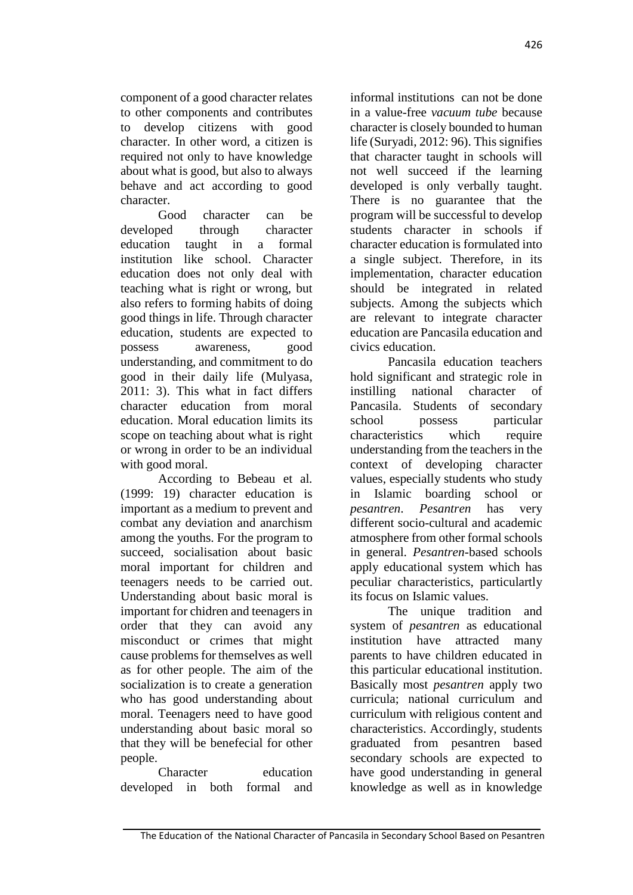component of a good character relates to other components and contributes to develop citizens with good character. In other word, a citizen is required not only to have knowledge about what is good, but also to always behave and act according to good character.

Good character can be developed through character education taught in a formal institution like school. Character education does not only deal with teaching what is right or wrong, but also refers to forming habits of doing good things in life. Through character education, students are expected to possess awareness, good understanding, and commitment to do good in their daily life (Mulyasa, 2011: 3). This what in fact differs character education from moral education. Moral education limits its scope on teaching about what is right or wrong in order to be an individual with good moral.

According to Bebeau et al. (1999: 19) character education is important as a medium to prevent and combat any deviation and anarchism among the youths. For the program to succeed, socialisation about basic moral important for children and teenagers needs to be carried out. Understanding about basic moral is important for chidren and teenagers in order that they can avoid any misconduct or crimes that might cause problems for themselves as well as for other people. The aim of the socialization is to create a generation who has good understanding about moral. Teenagers need to have good understanding about basic moral so that they will be benefecial for other people.

Character education developed in both formal and informal institutions can not be done in a value-free *vacuum tube* because character is closely bounded to human life (Suryadi, 2012: 96). This signifies that character taught in schools will not well succeed if the learning developed is only verbally taught. There is no guarantee that the program will be successful to develop students character in schools if character education is formulated into a single subject. Therefore, in its implementation, character education should be integrated in related subjects. Among the subjects which are relevant to integrate character education are Pancasila education and civics education.

Pancasila education teachers hold significant and strategic role in instilling national character of Pancasila. Students of secondary school possess particular characteristics which require understanding from the teachers in the context of developing character values, especially students who study in Islamic boarding school or *pesantren*. *Pesantren* has very different socio-cultural and academic atmosphere from other formal schools in general. *Pesantren*-based schools apply educational system which has peculiar characteristics, particulartly its focus on Islamic values.

The unique tradition and system of *pesantren* as educational institution have attracted many parents to have children educated in this particular educational institution. Basically most *pesantren* apply two curricula; national curriculum and curriculum with religious content and characteristics. Accordingly, students graduated from pesantren based secondary schools are expected to have good understanding in general knowledge as well as in knowledge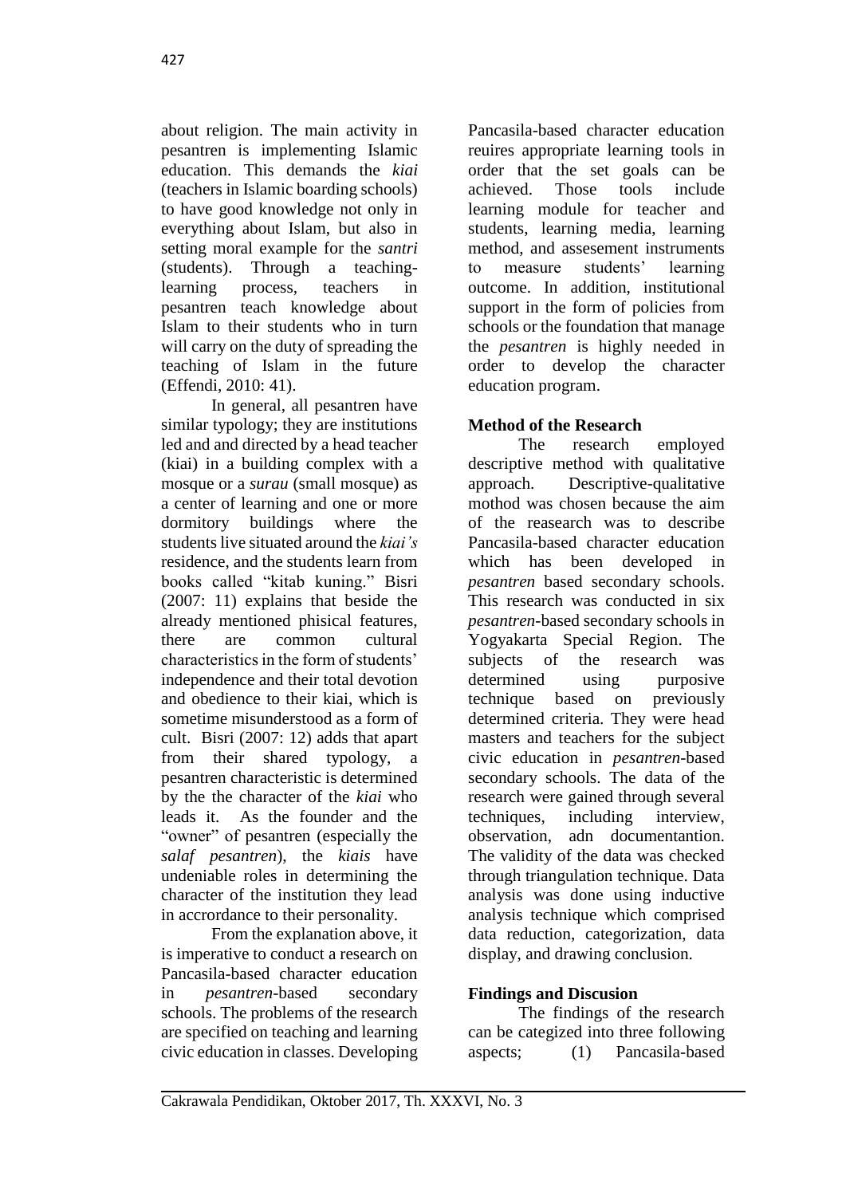about religion. The main activity in pesantren is implementing Islamic education. This demands the *kiai* (teachers in Islamic boarding schools) to have good knowledge not only in everything about Islam, but also in setting moral example for the *santri* (students). Through a teaching-learning process, teachers in pesantren teach knowledge about Islam to their students who in turn will carry on the duty of spreading the teaching of Islam in the future (Effendi, 2010: 41).

In general, all pesantren have similar typology; they are institutions led and and directed by a head teacher (kiai) in a building complex with a mosque or a *surau* (small mosque) as a center of learning and one or more dormitory buildings where the students live situated around the *kiai's* residence, and the students learn from books called "kitab kuning." Bisri (2007: 11) explains that beside the already mentioned phisical features, there are common cultural characteristics in the form of students' independence and their total devotion and obedience to their kiai, which is sometime misunderstood as a form of cult. Bisri (2007: 12) adds that apart from their shared typology, a pesantren characteristic is determined by the the character of the *kiai* who leads it. As the founder and the "owner" of pesantren (especially the *salaf pesantren*), the *kiais* have undeniable roles in determining the character of the institution they lead in accrordance to their personality.

From the explanation above, it is imperative to conduct a research on Pancasila-based character education in *pesantren*-based secondary schools. The problems of the research are specified on teaching and learning civic education in classes. Developing Pancasila-based character education reuires appropriate learning tools in order that the set goals can be achieved. Those tools include learning module for teacher and students, learning media, learning method, and assesement instruments to measure students' learning outcome. In addition, institutional support in the form of policies from schools or the foundation that manage the *pesantren* is highly needed in order to develop the character education program.

## Method of the Research

The research employed descriptive method with qualitative approach. Descriptive-qualitative mothod was chosen because the aim of the reasearch was to describe Pancasila-based character education which has been developed in *pesantren* based secondary schools. This research was conducted in six *pesantren*-based secondary schools in Yogyakarta Special Region. The subjects of the research was determined using purposive technique based on previously determined criteria. They were head masters and teachers for the subject civic education in *pesantren*-based secondary schools. The data of the research were gained through several techniques, including interview, observation, adn documentantion. The validity of the data was checked through triangulation technique. Data analysis was done using inductive analysis technique which comprised data reduction, categorization, data display, and drawing conclusion.

## Findings and Discusion

The findings of the research can be categized into three following aspects; (1) Pancasila-based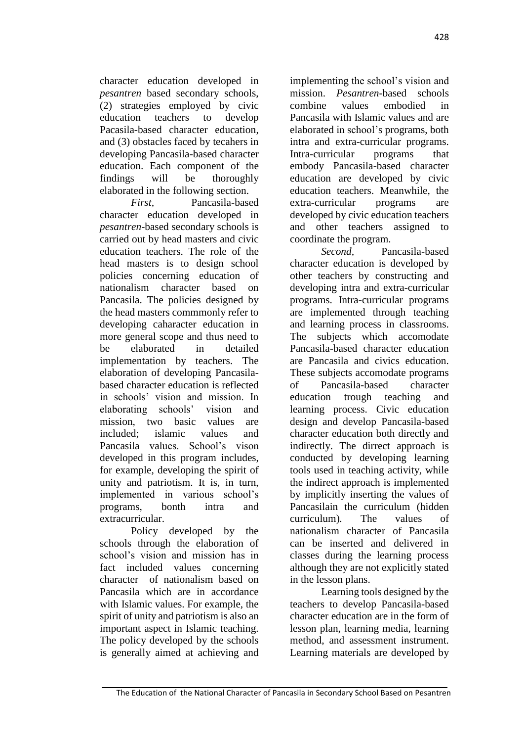character education developed in *pesantren* based secondary schools, (2) strategies employed by civic education teachers to develop Pacasila-based character education, and (3) obstacles faced by tecahers in developing Pancasila-based character education. Each component of the findings will be thoroughly elaborated in the following section.

*First*, Pancasila-based character education developed in *pesantren*-based secondary schools is carried out by head masters and civic education teachers. The role of the head masters is to design school policies concerning education of nationalism character based on Pancasila. The policies designed by the head masters commmonly refer to developing caharacter education in more general scope and thus need to be elaborated in detailed implementation by teachers. The elaboration of developing Pancasila-based character education is reflected in schools' vision and mission. In elaborating schools' vision and mission, two basic values are included; islamic values and Pancasila values. School's vison developed in this program includes, for example, developing the spirit of unity and patriotism. It is, in turn, implemented in various school's programs, bonth intra and extracurricular.

Policy developed by the schools through the elaboration of school's vision and mission has in fact included values concerning character of nationalism based on Pancasila which are in accordance with Islamic values. For example, the spirit of unity and patriotism is also an important aspect in Islamic teaching. The policy developed by the schools is generally aimed at achieving and implementing the school's vision and mission. *Pesantren*-based schools combine values embodied in Pancasila with Islamic values and are elaborated in school's programs, both intra and extra-curricular programs. Intra-curricular programs that embody Pancasila-based character education are developed by civic education teachers. Meanwhile, the extra-curricular programs are developed by civic education teachers and other teachers assigned to coordinate the program.

*Second*, Pancasila-based character education is developed by other teachers by constructing and developing intra and extra-curricular programs. Intra-curricular programs are implemented through teaching and learning process in classrooms. The subjects which accomodate Pancasila-based character education are Pancasila and civics education. These subjects accomodate programs of Pancasila-based character education trough teaching and learning process. Civic education design and develop Pancasila-based character education both directly and indirectly. The dirrect approach is conducted by developing learning tools used in teaching activity, while the indirect approach is implemented by implicitly inserting the values of Pancasilain the curriculum (hidden curriculum). The values of nationalism character of Pancasila can be inserted and delivered in classes during the learning process although they are not explicitly stated in the lesson plans.

Learning tools designed by the teachers to develop Pancasila-based character education are in the form of lesson plan, learning media, learning method, and assessment instrument. Learning materials are developed by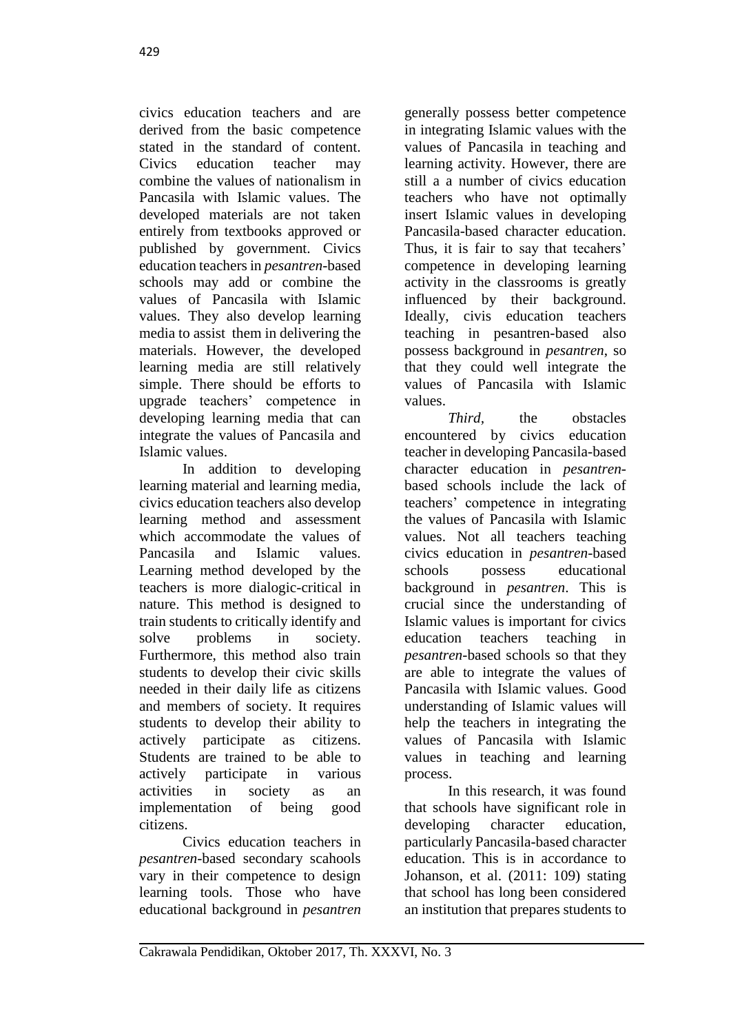civics education teachers and are derived from the basic competence stated in the standard of content. Civics education teacher may combine the values of nationalism in Pancasila with Islamic values. The developed materials are not taken entirely from textbooks approved or published by government. Civics education teachers in *pesantren*-based schools may add or combine the values of Pancasila with Islamic values. They also develop learning media to assist them in delivering the materials. However, the developed learning media are still relatively simple. There should be efforts to upgrade teachers' competence in developing learning media that can integrate the values of Pancasila and Islamic values.

In addition to developing learning material and learning media, civics education teachers also develop learning method and assessment which accommodate the values of Pancasila and Islamic values. Learning method developed by the teachers is more dialogic-critical in nature. This method is designed to train students to critically identify and solve problems in society. Furthermore, this method also train students to develop their civic skills needed in their daily life as citizens and members of society. It requires students to develop their ability to actively participate as citizens. Students are trained to be able to actively participate in various activities in society as an implementation of being good citizens.

Civics education teachers in *pesantren*-based secondary scahools vary in their competence to design learning tools. Those who have educational background in *pesantren* generally possess better competence in integrating Islamic values with the values of Pancasila in teaching and learning activity. However, there are still a a number of civics education teachers who have not optimally insert Islamic values in developing Pancasila-based character education. Thus, it is fair to say that tecahers' competence in developing learning activity in the classrooms is greatly influenced by their background. Ideally, civis education teachers teaching in pesantren-based also possess background in *pesantren*, so that they could well integrate the values of Pancasila with Islamic values.

*Third,* the obstacles encountered by civics education teacher in developing Pancasila-based character education in *pesantren*-based schools include the lack of teachers' competence in integrating the values of Pancasila with Islamic values. Not all teachers teaching civics education in *pesantren*-based schools possess educational background in *pesantren*. This is crucial since the understanding of Islamic values is important for civics education teachers teaching in *pesantren*-based schools so that they are able to integrate the values of Pancasila with Islamic values. Good understanding of Islamic values will help the teachers in integrating the values of Pancasila with Islamic values in teaching and learning process.

In this research, it was found that schools have significant role in developing character education, particularly Pancasila-based character education. This is in accordance to Johanson, et al. (2011: 109) stating that school has long been considered an institution that prepares students to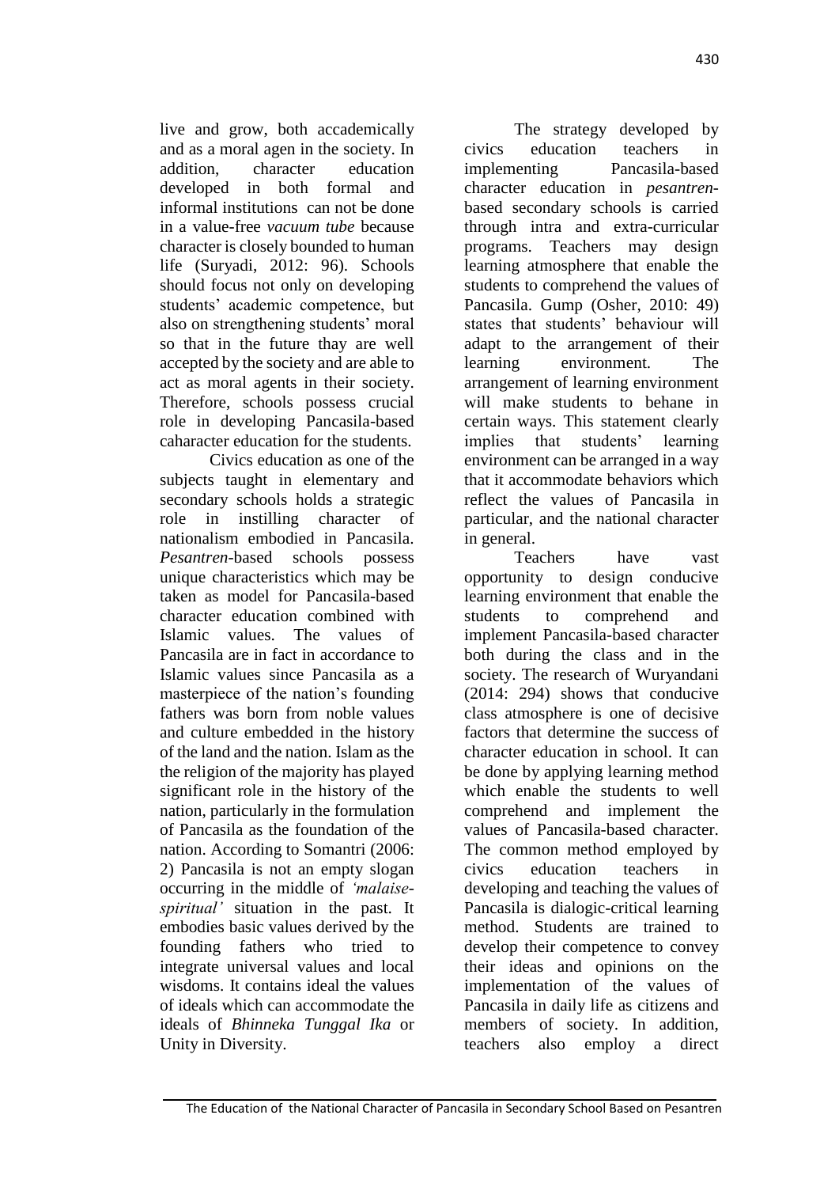live and grow, both accademically and as a moral agen in the society. In addition, character education developed in both formal and informal institutions can not be done in a value-free *vacuum tube* because character is closely bounded to human life (Suryadi, 2012: 96). Schools should focus not only on developing students' academic competence, but also on strengthening students' moral so that in the future thay are well accepted by the society and are able to act as moral agents in their society. Therefore, schools possess crucial role in developing Pancasila-based caharacter education for the students.

Civics education as one of the subjects taught in elementary and secondary schools holds a strategic role in instilling character of nationalism embodied in Pancasila. *Pesantren*-based schools possess unique characteristics which may be taken as model for Pancasila-based character education combined with Islamic values. The values of Pancasila are in fact in accordance to Islamic values since Pancasila as a masterpiece of the nation's founding fathers was born from noble values and culture embedded in the history of the land and the nation. Islam as the the religion of the majority has played significant role in the history of the nation, particularly in the formulation of Pancasila as the foundation of the nation. According to Somantri (2006: 2) Pancasila is not an empty slogan occurring in the middle of *'malaise-spiritual'* situation in the past. It embodies basic values derived by the founding fathers who tried to integrate universal values and local wisdoms. It contains ideal the values of ideals which can accommodate the ideals of *Bhinneka Tunggal Ika* or Unity in Diversity.

The strategy developed by civics education teachers in implementing Pancasila-based character education in *pesantren*-based secondary schools is carried through intra and extra-curricular programs. Teachers may design learning atmosphere that enable the students to comprehend the values of Pancasila. Gump (Osher, 2010: 49) states that students' behaviour will adapt to the arrangement of their learning environment. The arrangement of learning environment will make students to behane in certain ways. This statement clearly implies that students' learning environment can be arranged in a way that it accommodate behaviors which reflect the values of Pancasila in particular, and the national character in general.

Teachers have vast opportunity to design conducive learning environment that enable the students to comprehend and implement Pancasila-based character both during the class and in the society. The research of Wuryandani (2014: 294) shows that conducive class atmosphere is one of decisive factors that determine the success of character education in school. It can be done by applying learning method which enable the students to well comprehend and implement the values of Pancasila-based character. The common method employed by civics education teachers in developing and teaching the values of Pancasila is dialogic-critical learning method. Students are trained to develop their competence to convey their ideas and opinions on the implementation of the values of Pancasila in daily life as citizens and members of society. In addition, teachers also employ a direct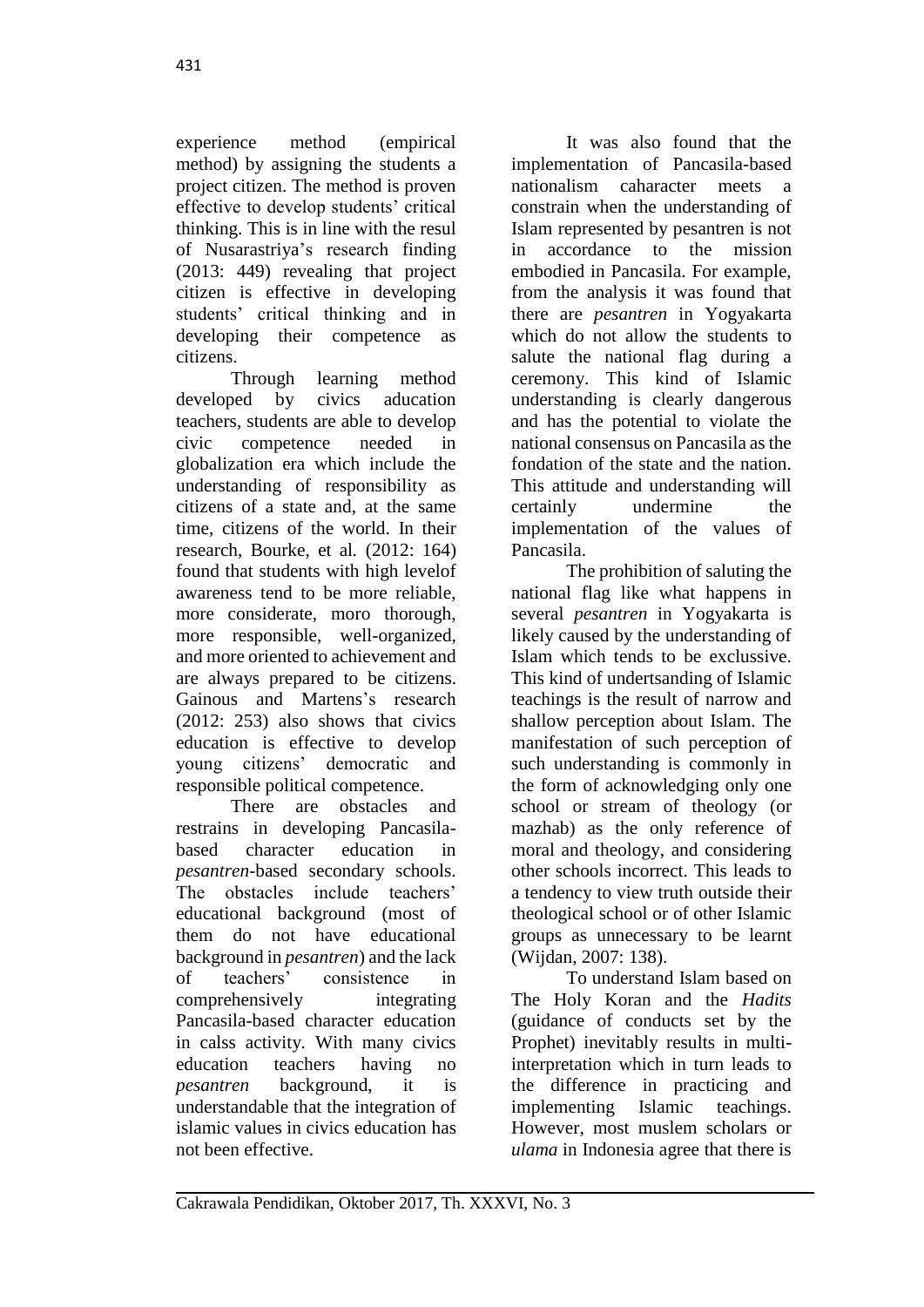experience method (empirical method) by assigning the students a project citizen. The method is proven effective to develop students' critical thinking. This is in line with the resul of Nusarastriya's research finding (2013: 449) revealing that project citizen is effective in developing students' critical thinking and in developing their competence as citizens.

Through learning method developed by civics education teachers, students are able to develop civic competence needed in globalization era which include the understanding of responsibility as citizens of a state and, at the same time, citizens of the world. In their research, Bourke, et al. (2012: 164) found that students with high levelof awareness tend to be more reliable, more considerate, moro thorough, more responsible, well-organized, and more oriented to achievement and are always prepared to be citizens. Gainous and Martens's research (2012: 253) also shows that civics education is effective to develop young citizens' democratic and responsible political competence.

There are obstacles and restrains in developing Pancasila-based character education in *pesantren*-based secondary schools. The obstacles include teachers' educational background (most of them do not have educational background in *pesantren*) and the lack of teachers' consistence in comprehensively integrating Pancasila-based character education in calss activity. With many civics education teachers having no *pesantren* background, it is understandable that the integration of islamic values in civics education has not been effective.

It was also found that the implementation of Pancasila-based nationalism caharacter meets a constrain when the understanding of Islam represented by pesantren is not in accordance to the mission embodied in Pancasila. For example, from the analysis it was found that there are *pesantren* in Yogyakarta which do not allow the students to salute the national flag during a ceremony. This kind of Islamic understanding is clearly dangerous and has the potential to violate the national consensus on Pancasila as the fondation of the state and the nation. This attitude and understanding will certainly undermine the implementation of the values of Pancasila.

The prohibition of saluting the national flag like what happens in several *pesantren* in Yogyakarta is likely caused by the understanding of Islam which tends to be exclussive. This kind of undertsanding of Islamic teachings is the result of narrow and shallow perception about Islam. The manifestation of such perception of such understanding is commonly in the form of acknowledging only one school or stream of theology (or mazhab) as the only reference of moral and theology, and considering other schools incorrect. This leads to a tendency to view truth outside their theological school or of other Islamic groups as unnecessary to be learnt (Wijdan, 2007: 138).

To understand Islam based on The Holy Koran and the *Hadits* (guidance of conducts set by the Prophet) inevitably results in multi-interpretation which in turn leads to the difference in practicing and implementing Islamic teachings. However, most muslem scholars or *ulama* in Indonesia agree that there is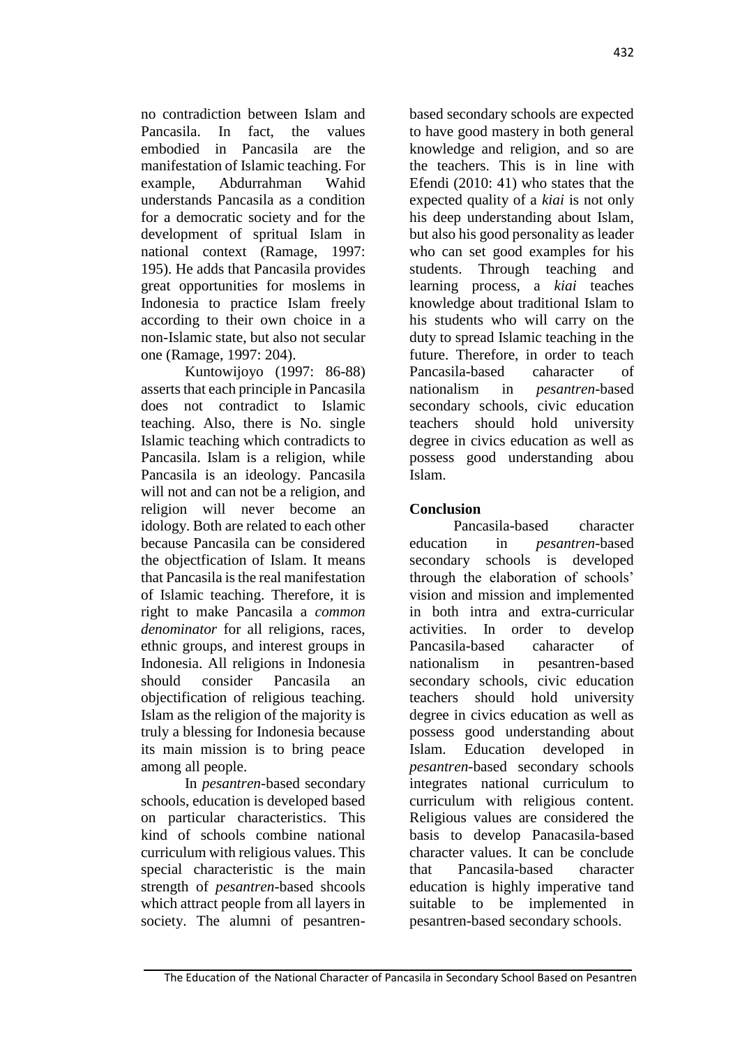no contradiction between Islam and Pancasila. In fact, the values embodied in Pancasila are the manifestation of Islamic teaching. For example, Abdurrahman Wahid understands Pancasila as a condition for a democratic society and for the development of spritual Islam in national context (Ramage, 1997: 195). He adds that Pancasila provides great opportunities for moslems in Indonesia to practice Islam freely according to their own choice in a non-Islamic state, but also not secular one (Ramage, 1997: 204).

Kuntowijoyo (1997: 86-88) asserts that each principle in Pancasila does not contradict to Islamic teaching. Also, there is No. single Islamic teaching which contradicts to Pancasila. Islam is a religion, while Pancasila is an ideology. Pancasila will not and can not be a religion, and religion will never become an idology. Both are related to each other because Pancasila can be considered the objectfication of Islam. It means that Pancasila is the real manifestation of Islamic teaching. Therefore, it is right to make Pancasila a *common denominator* for all religions, races, ethnic groups, and interest groups in Indonesia. All religions in Indonesia should consider Pancasila an objectification of religious teaching. Islam as the religion of the majority is truly a blessing for Indonesia because its main mission is to bring peace among all people.

In *pesantren*-based secondary schools, education is developed based on particular characteristics. This kind of schools combine national curriculum with religious values. This special characteristic is the main strength of *pesantren*-based shcools which attract people from all layers in society. The alumni of pesantren-based secondary schools are expected to have good mastery in both general knowledge and religion, and so are the teachers. This is in line with Efendi (2010: 41) who states that the expected quality of a *kiai* is not only his deep understanding about Islam, but also his good personality as leader who can set good examples for his students. Through teaching and learning process, a *kiai* teaches knowledge about traditional Islam to his students who will carry on the duty to spread Islamic teaching in the future. Therefore, in order to teach Pancasila-based caharacter of nationalism in *pesantren*-based secondary schools, civic education teachers should hold university degree in civics education as well as possess good understanding abou Islam.

## Conclusion

Pancasila-based character education in *pesantren*-based secondary schools is developed through the elaboration of schools' vision and mission and implemented in both intra and extra-curricular activities. In order to develop Pancasila-based caharacter of nationalism in pesantren-based secondary schools, civic education teachers should hold university degree in civics education as well as possess good understanding about Islam. Education developed in *pesantren*-based secondary schools integrates national curriculum to curriculum with religious content. Religious values are considered the basis to develop Panacasila-based character values. It can be conclude that Pancasila-based character education is highly imperative tand suitable to be implemented in pesantren-based secondary schools.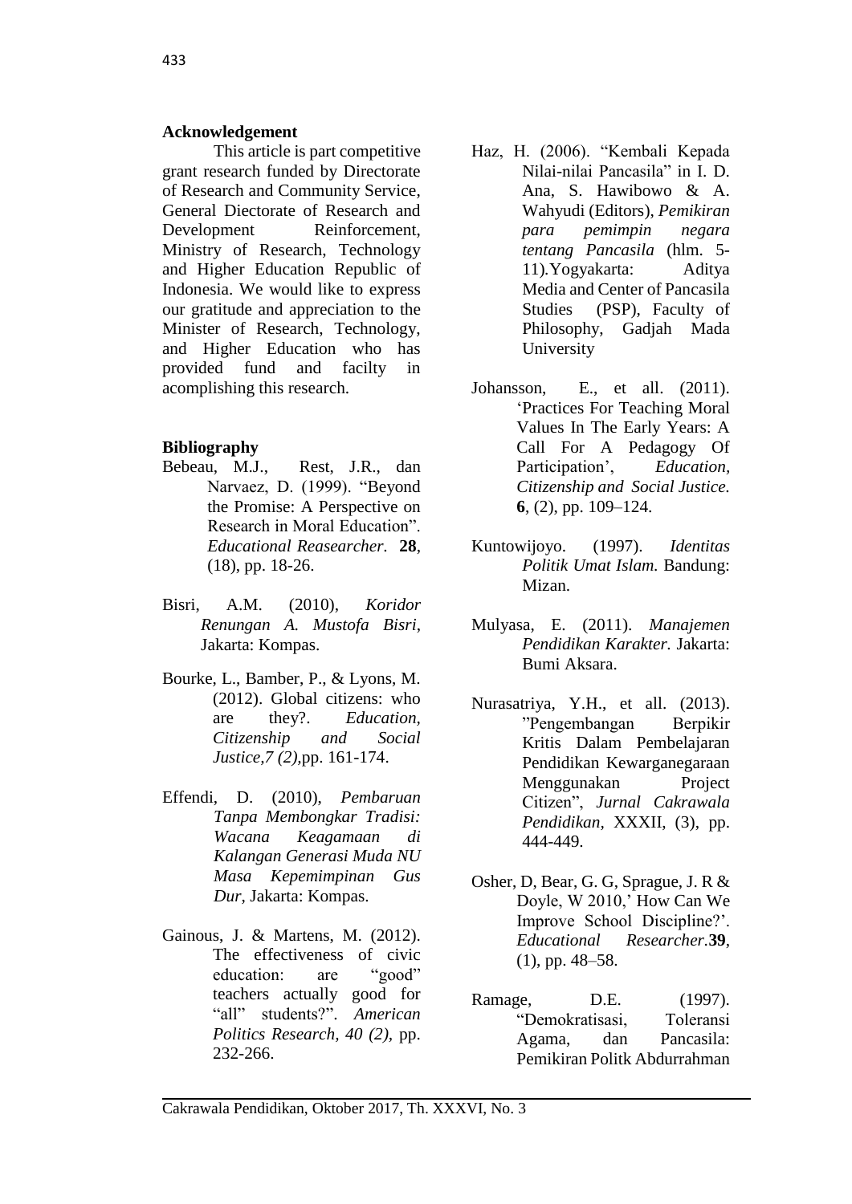**Acknowledgement**

This article is part competitive grant research funded by Directorate of Research and Community Service, General Diectorate of Research and Development Reinforcement, Ministry of Research, Technology and Higher Education Republic of Indonesia. We would like to express our gratitude and appreciation to the Minister of Research, Technology, and Higher Education who has provided fund and facilty in acomplishing this research.

**Bibliography**

Bebeau, M.J., Rest, J.R., dan Narvaez, D. (1999). "Beyond the Promise: A Perspective on Research in Moral Education". *Educational Reasearcher.* **28**, (18), pp. 18-26.

Bisri, A.M. (2010), *Koridor Renungan A. Mustofa Bisri*, Jakarta: Kompas.

Bourke, L., Bamber, P., & Lyons, M. (2012). Global citizens: who are they?. *Education, Citizenship and Social Justice,7 (2),*pp. 161-174.

Effendi, D. (2010), *Pembaruan Tanpa Membongkar Tradisi: Wacana Keagamaan di Kalangan Generasi Muda NU Masa Kepemimpinan Gus Dur*, Jakarta: Kompas.

Gainous, J. & Martens, M. (2012). The effectiveness of civic education: are "good" teachers actually good for "all" students?". *American Politics Research, 40 (2),* pp. 232-266.

Haz, H. (2006). "Kembali Kepada Nilai-nilai Pancasila" in I. D. Ana, S. Hawibowo & A. Wahyudi (Editors), *Pemikiran para pemimpin negara tentang Pancasila* (hlm. 5-11).Yogyakarta: Aditya Media and Center of Pancasila Studies (PSP), Faculty of Philosophy, Gadjah Mada University

Johansson, E., et all. (2011). 'Practices For Teaching Moral Values In The Early Years: A Call For A Pedagogy Of Participation', *Education, Citizenship and Social Justice.* **6**, (2), pp. 109–124.

Kuntowijoyo. (1997). *Identitas Politik Umat Islam.* Bandung: Mizan.

Mulyasa, E. (2011). *Manajemen Pendidikan Karakter.* Jakarta: Bumi Aksara.

Nurasatriya, Y.H., et all. (2013). "Pengembangan Berpikir Kritis Dalam Pembelajaran Pendidikan Kewarganegaraan Menggunakan Project Citizen", *Jurnal Cakrawala Pendidikan,* XXXII, (3), pp. 444-449.

Osher, D, Bear, G. G, Sprague, J. R & Doyle, W 2010,' How Can We Improve School Discipline?'. *Educational Researcher.***39**, (1), pp. 48–58.

Ramage, D.E. (1997). "Demokratisasi, Toleransi Agama, dan Pancasila: Pemikiran Politk Abdurrahman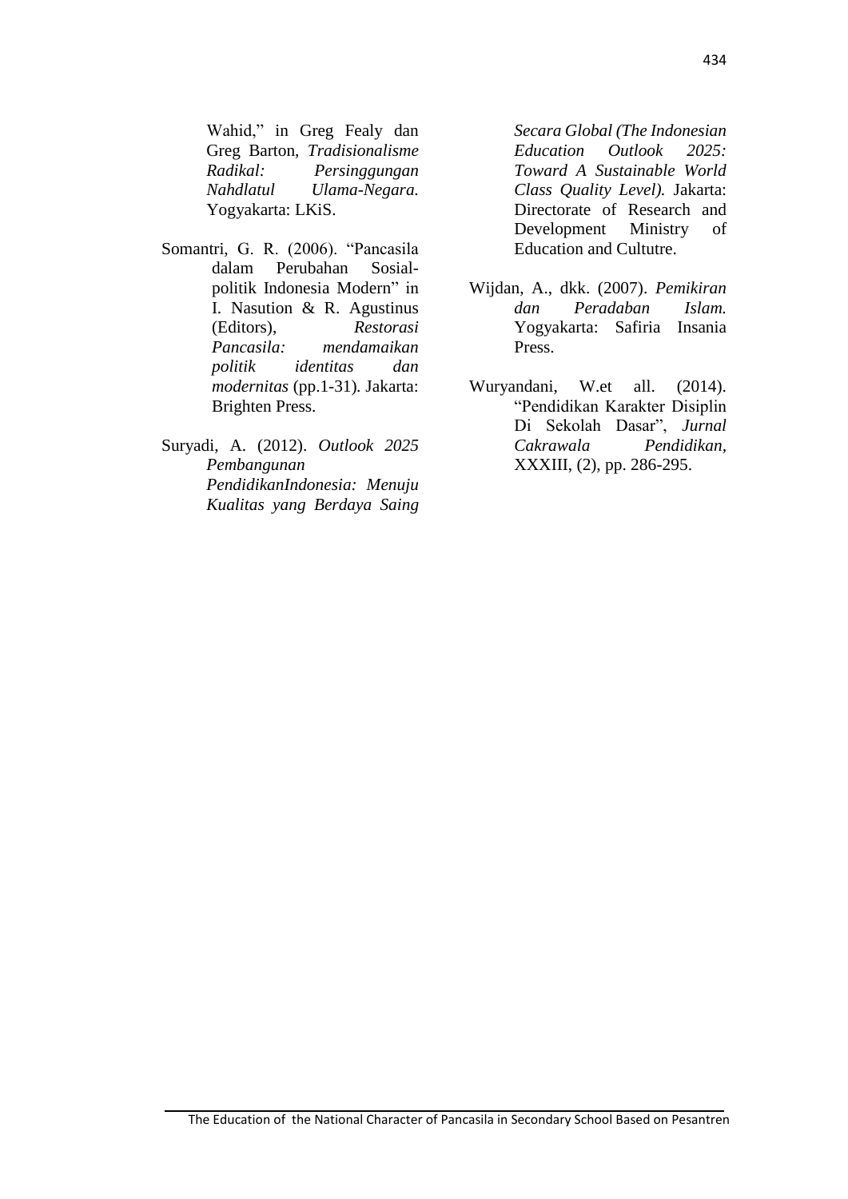Wahid," in Greg Fealy dan Greg Barton, *Tradisionalisme Radikal: Persinggungan Nahdlatul Ulama-Negara.* Yogyakarta: LKiS.

Somantri, G. R. (2006). "Pancasila dalam Perubahan Sosial-politik Indonesia Modern" in I. Nasution & R. Agustinus (Editors), *Restorasi Pancasila: mendamaikan politik identitas dan modernitas* (pp.1-31). Jakarta: Brighten Press.

Suryadi, A. (2012). *Outlook 2025 Pembangunan PendidikanIndonesia: Menuju Kualitas yang Berdaya Saing Secara Global (The Indonesian Education Outlook 2025: Toward A Sustainable World Class Quality Level).* Jakarta: Directorate of Research and Development Ministry of Education and Cultutre.

Wijdan, A., dkk. (2007). *Pemikiran dan Peradaban Islam.* Yogyakarta: Safiria Insania Press.

Wuryandani, W.et all. (2014). "Pendidikan Karakter Disiplin Di Sekolah Dasar", *Jurnal Cakrawala Pendidikan*, XXXIII, (2), pp. 286-295.